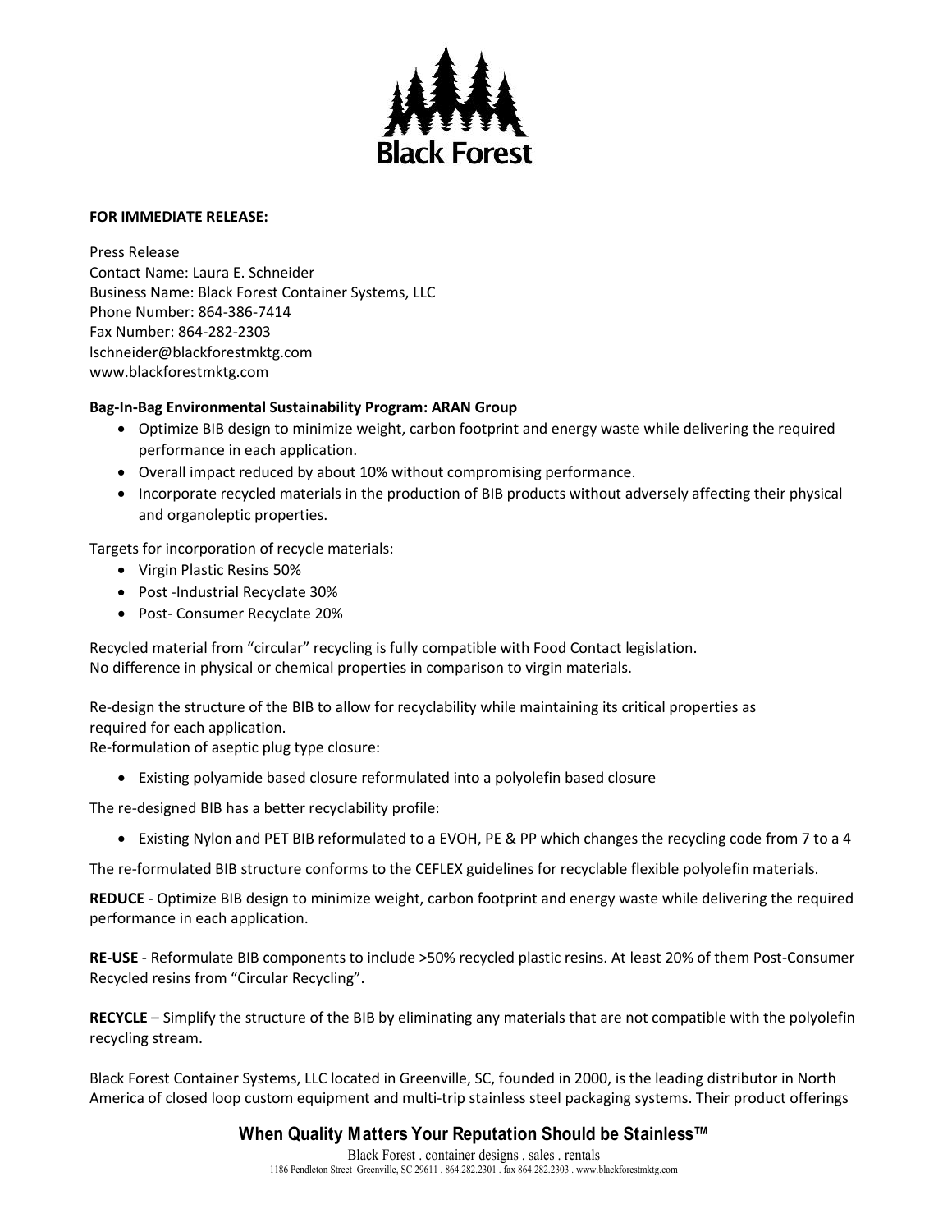Black Forest

**FOR IMMEDIATE RELEASE:**

Press Release
Contact Name: Laura E. Schneider
Business Name: Black Forest Container Systems, LLC
Phone Number: 864-386-7414
Fax Number: 864-282-2303
lschneider@blackforestmktg.com
www.blackforestmktg.com

**Bag-In-Bag Environmental Sustainability Program: ARAN Group**

- Optimize BIB design to minimize weight, carbon footprint and energy waste while delivering the required performance in each application.
- Overall impact reduced by about 10% without compromising performance.
- Incorporate recycled materials in the production of BIB products without adversely affecting their physical and organoleptic properties.

Targets for incorporation of recycle materials:

- Virgin Plastic Resins 50%
- Post -Industrial Recyclate 30%
- Post- Consumer Recyclate 20%

Recycled material from "circular" recycling is fully compatible with Food Contact legislation.
No difference in physical or chemical properties in comparison to virgin materials.

Re-design the structure of the BIB to allow for recyclability while maintaining its critical properties as required for each application.
Re-formulation of aseptic plug type closure:

- Existing polyamide based closure reformulated into a polyolefin based closure

The re-designed BIB has a better recyclability profile:

- Existing Nylon and PET BIB reformulated to a EVOH, PE & PP which changes the recycling code from 7 to a 4

The re-formulated BIB structure conforms to the CEFLEX guidelines for recyclable flexible polyolefin materials.

**REDUCE** - Optimize BIB design to minimize weight, carbon footprint and energy waste while delivering the required performance in each application.

**RE-USE** - Reformulate BIB components to include >50% recycled plastic resins. At least 20% of them Post-Consumer Recycled resins from "Circular Recycling".

**RECYCLE** – Simplify the structure of the BIB by eliminating any materials that are not compatible with the polyolefin recycling stream.

Black Forest Container Systems, LLC located in Greenville, SC, founded in 2000, is the leading distributor in North America of closed loop custom equipment and multi-trip stainless steel packaging systems. Their product offerings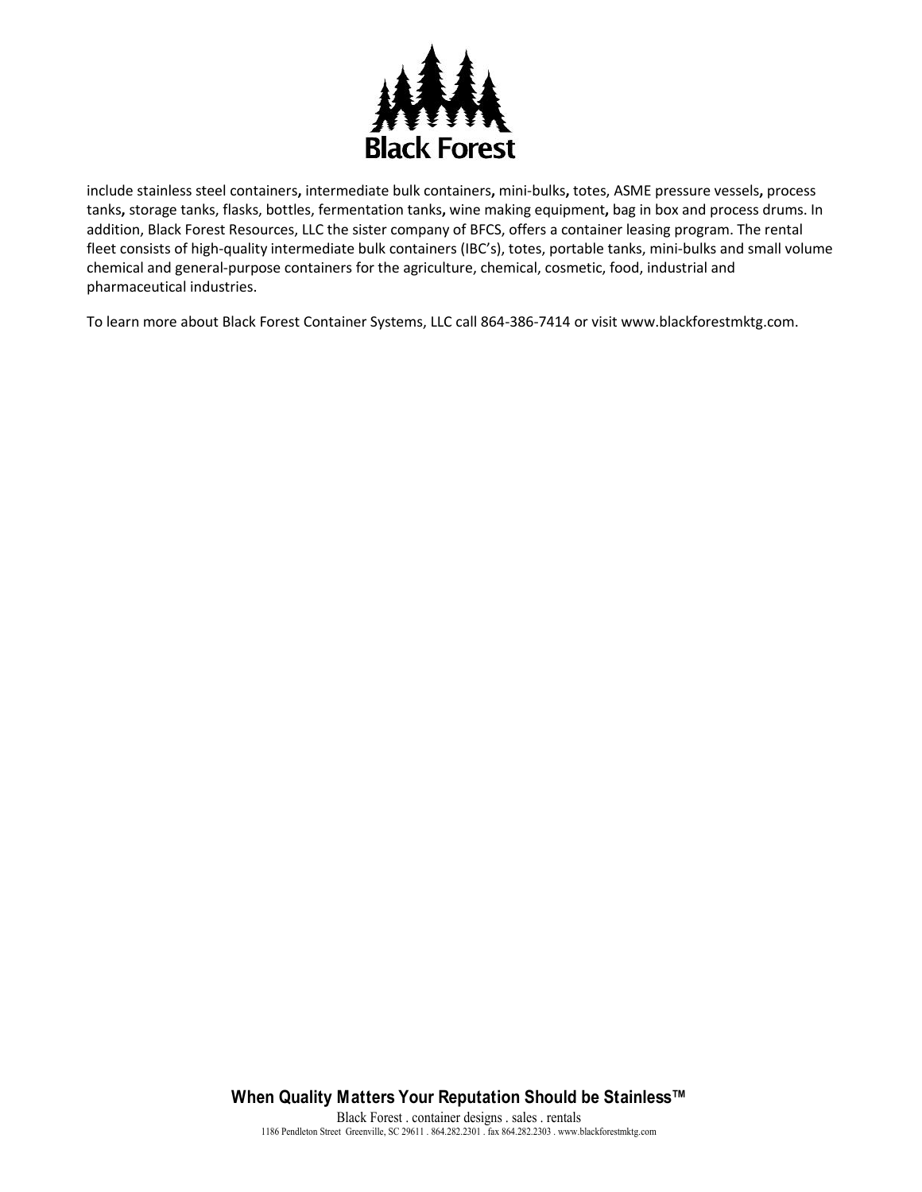include stainless steel containers, intermediate bulk containers, mini-bulks, totes, ASME pressure vessels, process tanks, storage tanks, flasks, bottles, fermentation tanks, wine making equipment, bag in box and process drums. In addition, Black Forest Resources, LLC the sister company of BFCS, offers a container leasing program. The rental fleet consists of high-quality intermediate bulk containers (IBC's), totes, portable tanks, mini-bulks and small volume chemical and general-purpose containers for the agriculture, chemical, cosmetic, food, industrial and pharmaceutical industries.

To learn more about Black Forest Container Systems, LLC call 864-386-7414 or visit www.blackforestmktg.com.